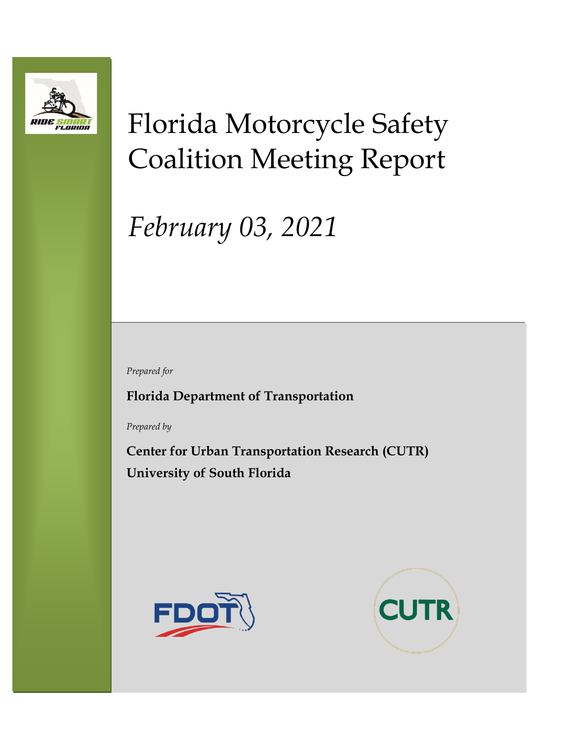# Florida Motorcycle Safety Coalition Meeting Report

## *February 03, 2021*

*Prepared for*

**Florida Department of Transportation**

*Prepared by*

**Center for Urban Transportation Research (CUTR)**
**University of South Florida**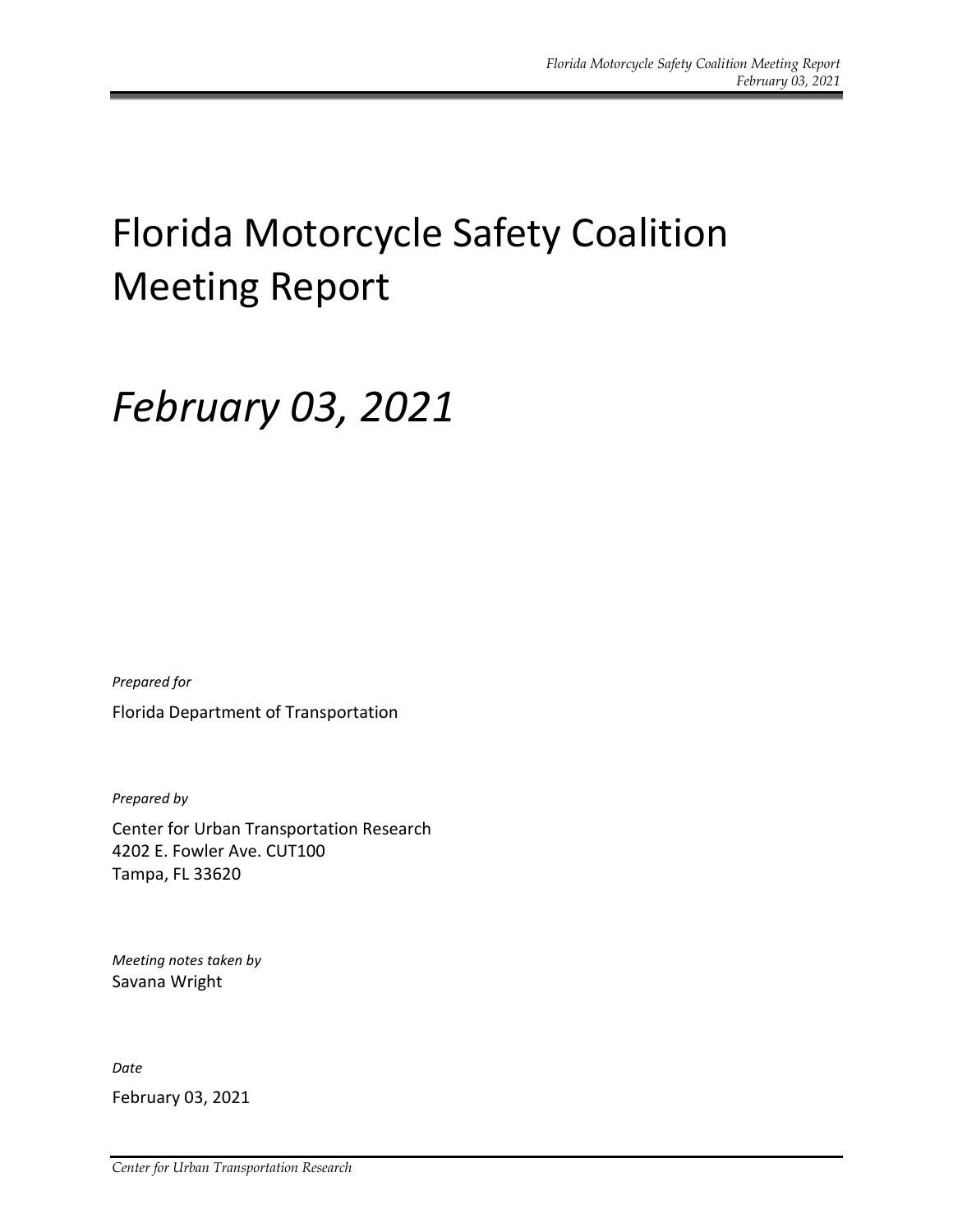# Florida Motorcycle Safety Coalition Meeting Report

# *February 03, 2021*

*Prepared for*

Florida Department of Transportation

*Prepared by*

Center for Urban Transportation Research
4202 E. Fowler Ave. CUT100
Tampa, FL 33620

*Meeting notes taken by*
Savana Wright

*Date*

February 03, 2021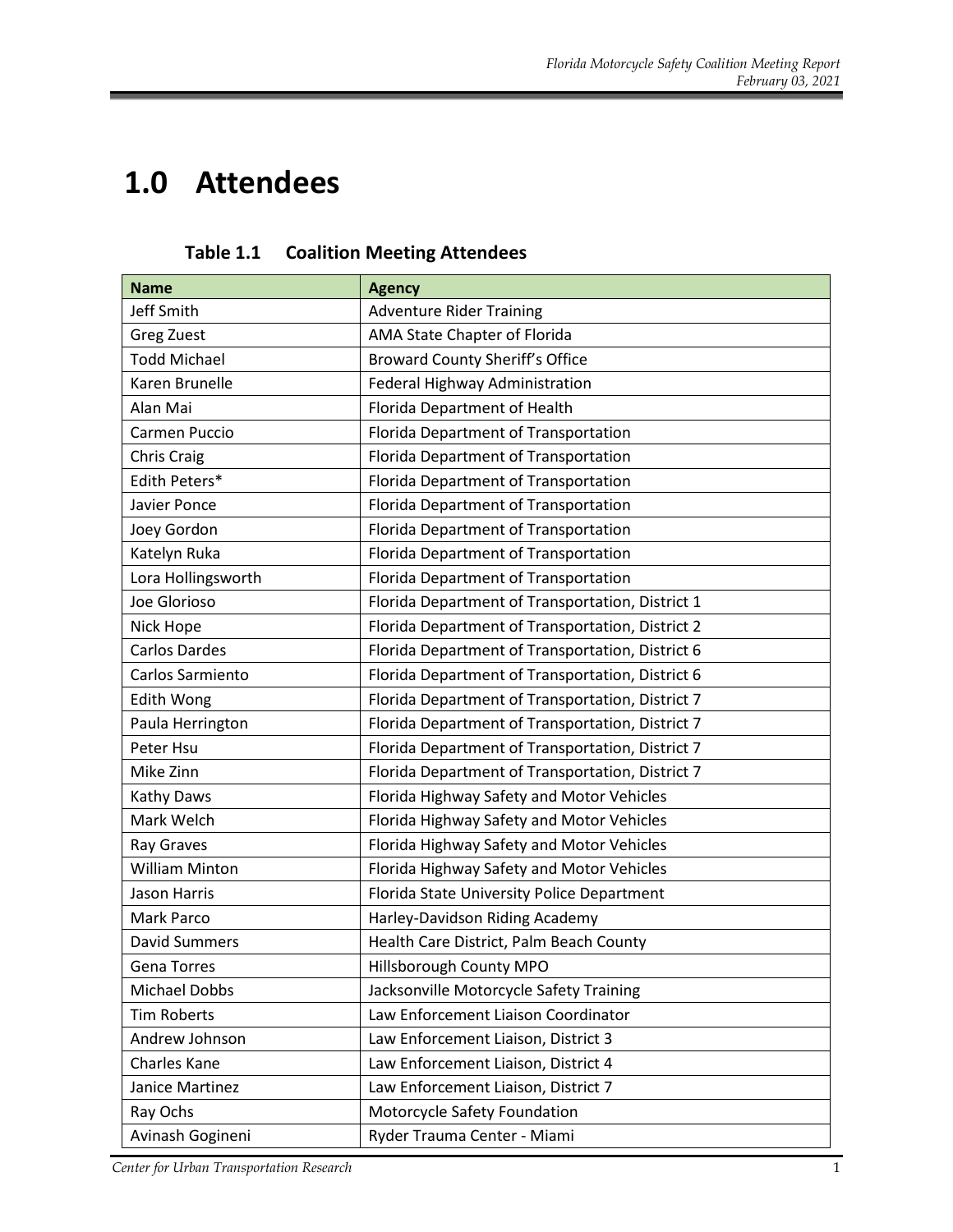# 1.0 Attendees

**Table 1.1 Coalition Meeting Attendees**

| Name | Agency |
|---|---|
| Jeff Smith | Adventure Rider Training |
| Greg Zuest | AMA State Chapter of Florida |
| Todd Michael | Broward County Sheriff's Office |
| Karen Brunelle | Federal Highway Administration |
| Alan Mai | Florida Department of Health |
| Carmen Puccio | Florida Department of Transportation |
| Chris Craig | Florida Department of Transportation |
| Edith Peters* | Florida Department of Transportation |
| Javier Ponce | Florida Department of Transportation |
| Joey Gordon | Florida Department of Transportation |
| Katelyn Ruka | Florida Department of Transportation |
| Lora Hollingsworth | Florida Department of Transportation |
| Joe Glorioso | Florida Department of Transportation, District 1 |
| Nick Hope | Florida Department of Transportation, District 2 |
| Carlos Dardes | Florida Department of Transportation, District 6 |
| Carlos Sarmiento | Florida Department of Transportation, District 6 |
| Edith Wong | Florida Department of Transportation, District 7 |
| Paula Herrington | Florida Department of Transportation, District 7 |
| Peter Hsu | Florida Department of Transportation, District 7 |
| Mike Zinn | Florida Department of Transportation, District 7 |
| Kathy Daws | Florida Highway Safety and Motor Vehicles |
| Mark Welch | Florida Highway Safety and Motor Vehicles |
| Ray Graves | Florida Highway Safety and Motor Vehicles |
| William Minton | Florida Highway Safety and Motor Vehicles |
| Jason Harris | Florida State University Police Department |
| Mark Parco | Harley-Davidson Riding Academy |
| David Summers | Health Care District, Palm Beach County |
| Gena Torres | Hillsborough County MPO |
| Michael Dobbs | Jacksonville Motorcycle Safety Training |
| Tim Roberts | Law Enforcement Liaison Coordinator |
| Andrew Johnson | Law Enforcement Liaison, District 3 |
| Charles Kane | Law Enforcement Liaison, District 4 |
| Janice Martinez | Law Enforcement Liaison, District 7 |
| Ray Ochs | Motorcycle Safety Foundation |
| Avinash Gogineni | Ryder Trauma Center - Miami |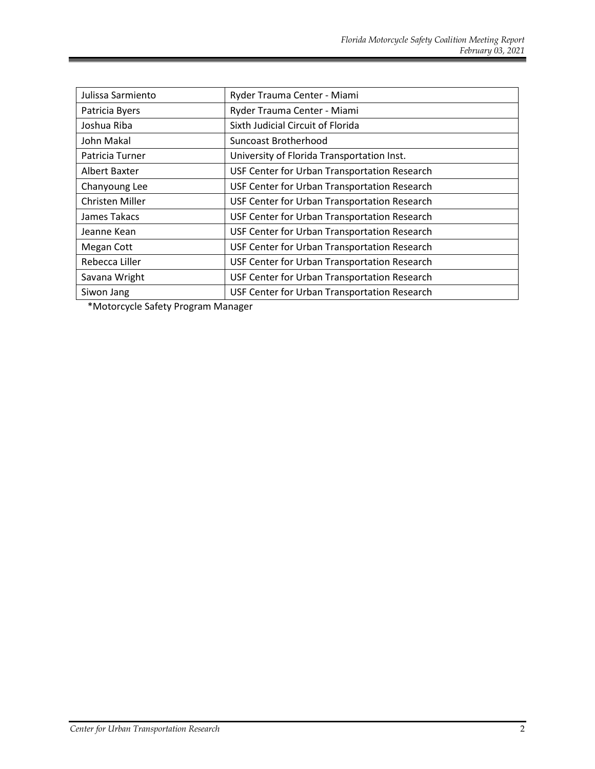| Julissa Sarmiento | Ryder Trauma Center - Miami |
| --- | --- |
| Patricia Byers | Ryder Trauma Center - Miami |
| Joshua Riba | Sixth Judicial Circuit of Florida |
| John Makal | Suncoast Brotherhood |
| Patricia Turner | University of Florida Transportation Inst. |
| Albert Baxter | USF Center for Urban Transportation Research |
| Chanyoung Lee | USF Center for Urban Transportation Research |
| Christen Miller | USF Center for Urban Transportation Research |
| James Takacs | USF Center for Urban Transportation Research |
| Jeanne Kean | USF Center for Urban Transportation Research |
| Megan Cott | USF Center for Urban Transportation Research |
| Rebecca Liller | USF Center for Urban Transportation Research |
| Savana Wright | USF Center for Urban Transportation Research |
| Siwon Jang | USF Center for Urban Transportation Research |

*Motorcycle Safety Program Manager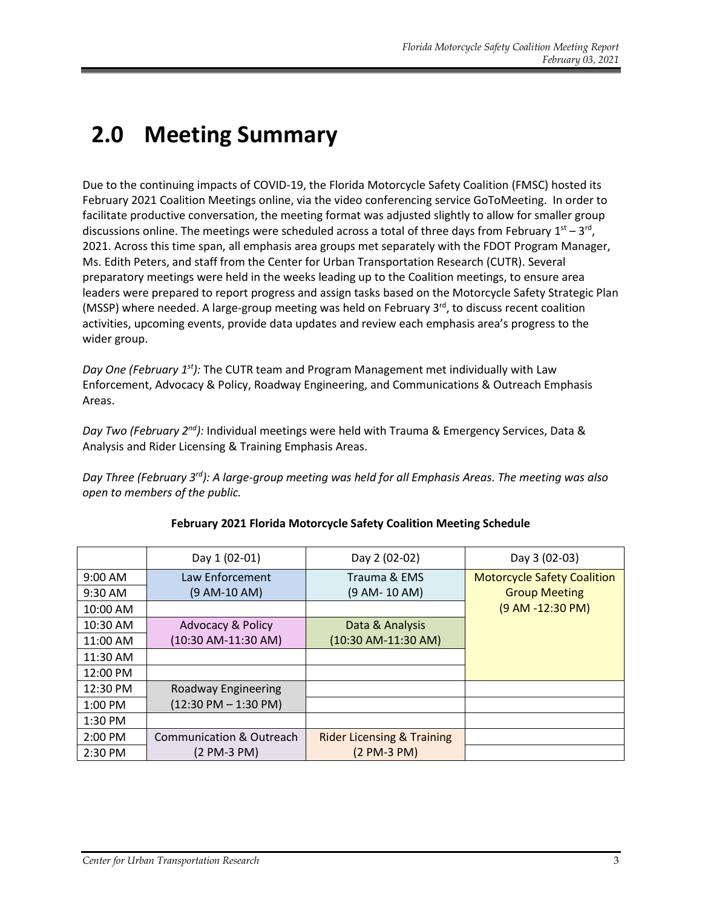# 2.0 Meeting Summary

Due to the continuing impacts of COVID-19, the Florida Motorcycle Safety Coalition (FMSC) hosted its February 2021 Coalition Meetings online, via the video conferencing service GoToMeeting. In order to facilitate productive conversation, the meeting format was adjusted slightly to allow for smaller group discussions online. The meetings were scheduled across a total of three days from February 1st – 3rd, 2021. Across this time span, all emphasis area groups met separately with the FDOT Program Manager, Ms. Edith Peters, and staff from the Center for Urban Transportation Research (CUTR). Several preparatory meetings were held in the weeks leading up to the Coalition meetings, to ensure area leaders were prepared to report progress and assign tasks based on the Motorcycle Safety Strategic Plan (MSSP) where needed. A large-group meeting was held on February 3rd, to discuss recent coalition activities, upcoming events, provide data updates and review each emphasis area's progress to the wider group.

*Day One (February 1st):* The CUTR team and Program Management met individually with Law Enforcement, Advocacy & Policy, Roadway Engineering, and Communications & Outreach Emphasis Areas.

*Day Two (February 2nd):* Individual meetings were held with Trauma & Emergency Services, Data & Analysis and Rider Licensing & Training Emphasis Areas.

*Day Three (February 3rd): A large-group meeting was held for all Emphasis Areas. The meeting was also open to members of the public.*

**February 2021 Florida Motorcycle Safety Coalition Meeting Schedule**

| | Day 1 (02-01) | Day 2 (02-02) | Day 3 (02-03) |
|---|---|---|---|
| 9:00 AM | Law Enforcement | Trauma & EMS | Motorcycle Safety Coalition Group Meeting (9 AM -12:30 PM) |
| 9:30 AM | (9 AM-10 AM) | (9 AM- 10 AM) | |
| 10:00 AM | | | |
| 10:30 AM | Advocacy & Policy | Data & Analysis | |
| 11:00 AM | (10:30 AM-11:30 AM) | (10:30 AM-11:30 AM) | |
| 11:30 AM | | | |
| 12:00 PM | | | |
| 12:30 PM | Roadway Engineering | | |
| 1:00 PM | (12:30 PM – 1:30 PM) | | |
| 1:30 PM | | | |
| 2:00 PM | Communication & Outreach | Rider Licensing & Training | |
| 2:30 PM | (2 PM-3 PM) | (2 PM-3 PM) | |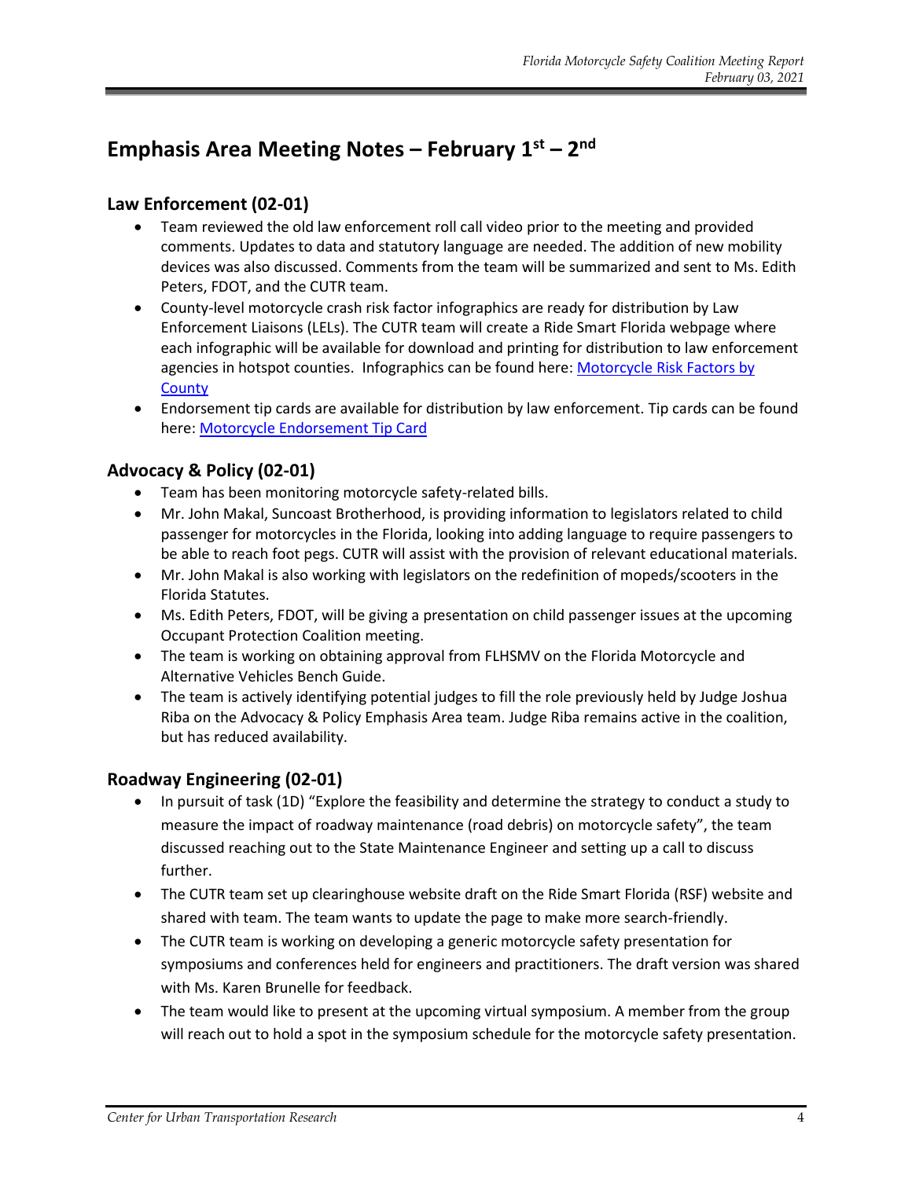## Emphasis Area Meeting Notes – February 1st – 2nd

### Law Enforcement (02-01)

- Team reviewed the old law enforcement roll call video prior to the meeting and provided comments. Updates to data and statutory language are needed. The addition of new mobility devices was also discussed. Comments from the team will be summarized and sent to Ms. Edith Peters, FDOT, and the CUTR team.
- County-level motorcycle crash risk factor infographics are ready for distribution by Law Enforcement Liaisons (LELs). The CUTR team will create a Ride Smart Florida webpage where each infographic will be available for download and printing for distribution to law enforcement agencies in hotspot counties. Infographics can be found here: Motorcycle Risk Factors by County
- Endorsement tip cards are available for distribution by law enforcement. Tip cards can be found here: Motorcycle Endorsement Tip Card

### Advocacy & Policy (02-01)

- Team has been monitoring motorcycle safety-related bills.
- Mr. John Makal, Suncoast Brotherhood, is providing information to legislators related to child passenger for motorcycles in the Florida, looking into adding language to require passengers to be able to reach foot pegs. CUTR will assist with the provision of relevant educational materials.
- Mr. John Makal is also working with legislators on the redefinition of mopeds/scooters in the Florida Statutes.
- Ms. Edith Peters, FDOT, will be giving a presentation on child passenger issues at the upcoming Occupant Protection Coalition meeting.
- The team is working on obtaining approval from FLHSMV on the Florida Motorcycle and Alternative Vehicles Bench Guide.
- The team is actively identifying potential judges to fill the role previously held by Judge Joshua Riba on the Advocacy & Policy Emphasis Area team. Judge Riba remains active in the coalition, but has reduced availability.

### Roadway Engineering (02-01)

- In pursuit of task (1D) "Explore the feasibility and determine the strategy to conduct a study to measure the impact of roadway maintenance (road debris) on motorcycle safety", the team discussed reaching out to the State Maintenance Engineer and setting up a call to discuss further.
- The CUTR team set up clearinghouse website draft on the Ride Smart Florida (RSF) website and shared with team. The team wants to update the page to make more search-friendly.
- The CUTR team is working on developing a generic motorcycle safety presentation for symposiums and conferences held for engineers and practitioners. The draft version was shared with Ms. Karen Brunelle for feedback.
- The team would like to present at the upcoming virtual symposium. A member from the group will reach out to hold a spot in the symposium schedule for the motorcycle safety presentation.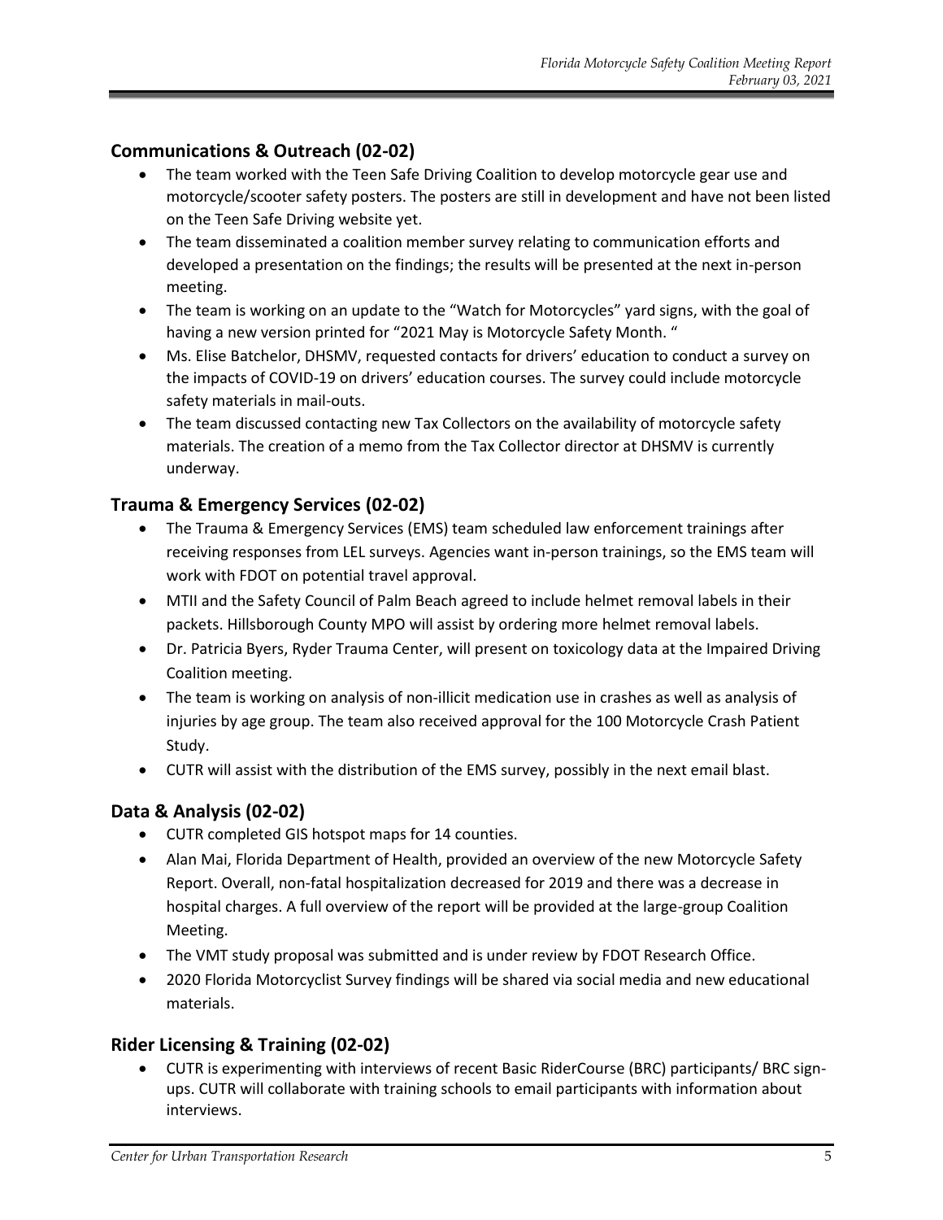## Communications & Outreach (02-02)

- The team worked with the Teen Safe Driving Coalition to develop motorcycle gear use and motorcycle/scooter safety posters. The posters are still in development and have not been listed on the Teen Safe Driving website yet.
- The team disseminated a coalition member survey relating to communication efforts and developed a presentation on the findings; the results will be presented at the next in-person meeting.
- The team is working on an update to the "Watch for Motorcycles" yard signs, with the goal of having a new version printed for "2021 May is Motorcycle Safety Month. "
- Ms. Elise Batchelor, DHSMV, requested contacts for drivers' education to conduct a survey on the impacts of COVID-19 on drivers' education courses. The survey could include motorcycle safety materials in mail-outs.
- The team discussed contacting new Tax Collectors on the availability of motorcycle safety materials. The creation of a memo from the Tax Collector director at DHSMV is currently underway.

## Trauma & Emergency Services (02-02)

- The Trauma & Emergency Services (EMS) team scheduled law enforcement trainings after receiving responses from LEL surveys. Agencies want in-person trainings, so the EMS team will work with FDOT on potential travel approval.
- MTII and the Safety Council of Palm Beach agreed to include helmet removal labels in their packets. Hillsborough County MPO will assist by ordering more helmet removal labels.
- Dr. Patricia Byers, Ryder Trauma Center, will present on toxicology data at the Impaired Driving Coalition meeting.
- The team is working on analysis of non-illicit medication use in crashes as well as analysis of injuries by age group. The team also received approval for the 100 Motorcycle Crash Patient Study.
- CUTR will assist with the distribution of the EMS survey, possibly in the next email blast.

## Data & Analysis (02-02)

- CUTR completed GIS hotspot maps for 14 counties.
- Alan Mai, Florida Department of Health, provided an overview of the new Motorcycle Safety Report. Overall, non-fatal hospitalization decreased for 2019 and there was a decrease in hospital charges. A full overview of the report will be provided at the large-group Coalition Meeting.
- The VMT study proposal was submitted and is under review by FDOT Research Office.
- 2020 Florida Motorcyclist Survey findings will be shared via social media and new educational materials.

## Rider Licensing & Training (02-02)

- CUTR is experimenting with interviews of recent Basic RiderCourse (BRC) participants/ BRC sign-ups. CUTR will collaborate with training schools to email participants with information about interviews.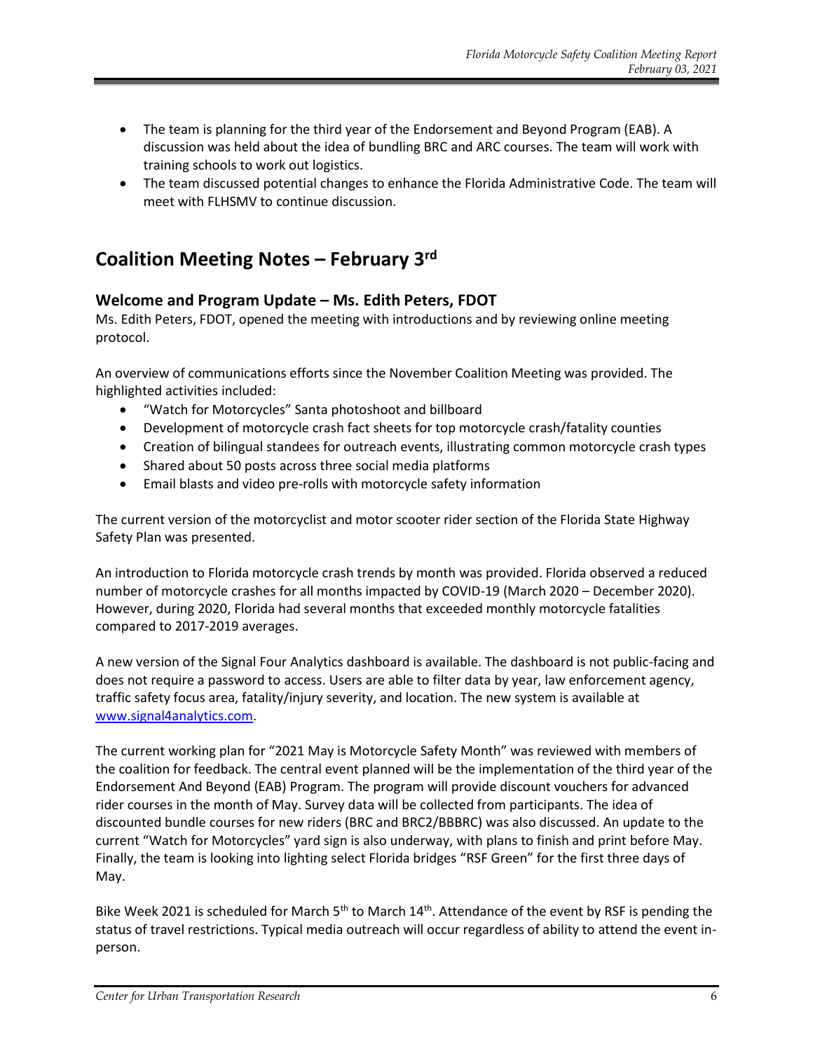- The team is planning for the third year of the Endorsement and Beyond Program (EAB). A discussion was held about the idea of bundling BRC and ARC courses. The team will work with training schools to work out logistics.
- The team discussed potential changes to enhance the Florida Administrative Code. The team will meet with FLHSMV to continue discussion.

# Coalition Meeting Notes – February 3rd

## Welcome and Program Update – Ms. Edith Peters, FDOT

Ms. Edith Peters, FDOT, opened the meeting with introductions and by reviewing online meeting protocol.

An overview of communications efforts since the November Coalition Meeting was provided. The highlighted activities included:

- "Watch for Motorcycles" Santa photoshoot and billboard
- Development of motorcycle crash fact sheets for top motorcycle crash/fatality counties
- Creation of bilingual standees for outreach events, illustrating common motorcycle crash types
- Shared about 50 posts across three social media platforms
- Email blasts and video pre-rolls with motorcycle safety information

The current version of the motorcyclist and motor scooter rider section of the Florida State Highway Safety Plan was presented.

An introduction to Florida motorcycle crash trends by month was provided. Florida observed a reduced number of motorcycle crashes for all months impacted by COVID-19 (March 2020 – December 2020). However, during 2020, Florida had several months that exceeded monthly motorcycle fatalities compared to 2017-2019 averages.

A new version of the Signal Four Analytics dashboard is available. The dashboard is not public-facing and does not require a password to access. Users are able to filter data by year, law enforcement agency, traffic safety focus area, fatality/injury severity, and location. The new system is available at [www.signal4analytics.com](http://www.signal4analytics.com).

The current working plan for "2021 May is Motorcycle Safety Month" was reviewed with members of the coalition for feedback. The central event planned will be the implementation of the third year of the Endorsement And Beyond (EAB) Program. The program will provide discount vouchers for advanced rider courses in the month of May. Survey data will be collected from participants. The idea of discounted bundle courses for new riders (BRC and BRC2/BBBRC) was also discussed. An update to the current "Watch for Motorcycles" yard sign is also underway, with plans to finish and print before May. Finally, the team is looking into lighting select Florida bridges "RSF Green" for the first three days of May.

Bike Week 2021 is scheduled for March 5th to March 14th. Attendance of the event by RSF is pending the status of travel restrictions. Typical media outreach will occur regardless of ability to attend the event in-person.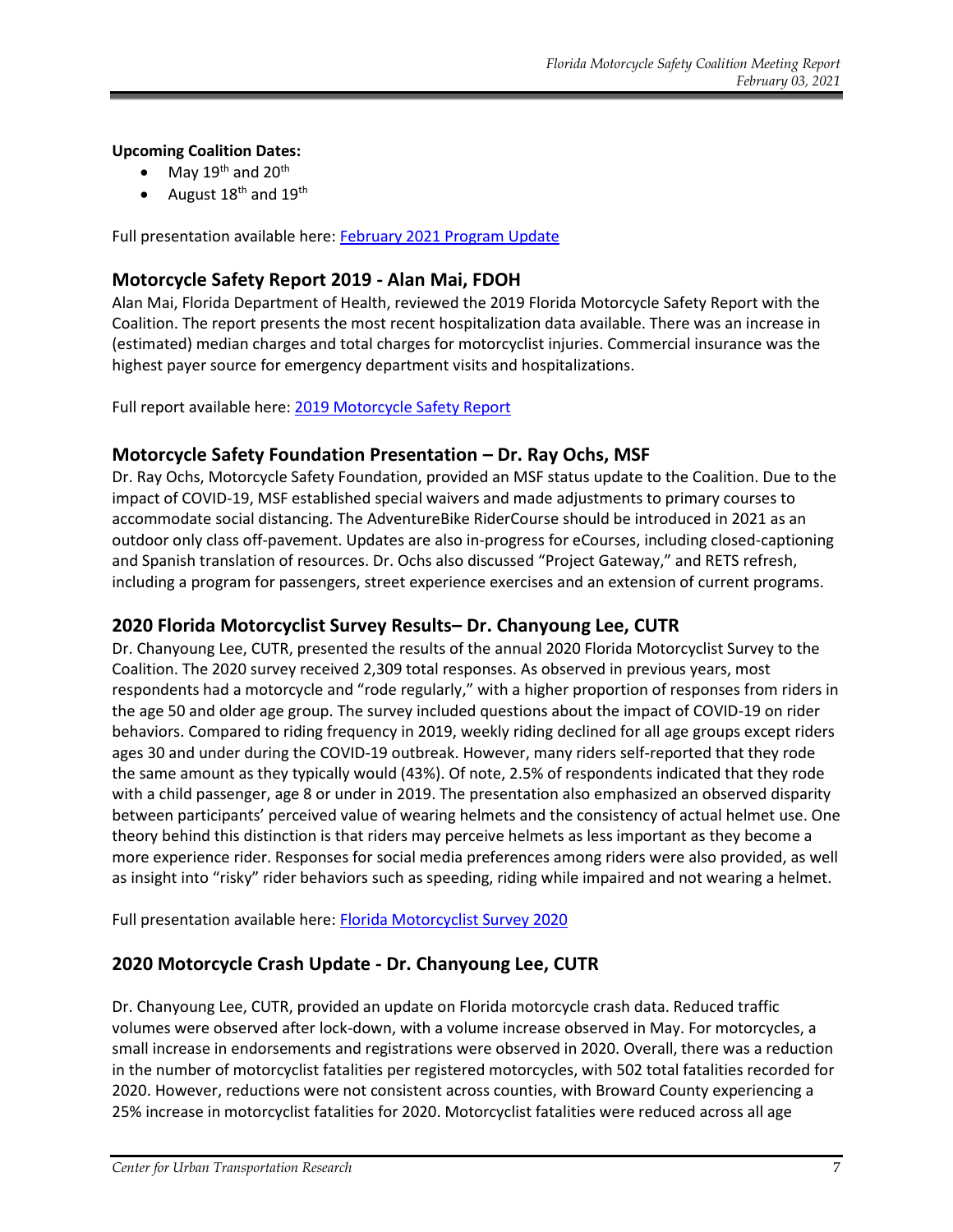**Upcoming Coalition Dates:**

- May 19th and 20th
- August 18th and 19th

Full presentation available here: [February 2021 Program Update]

## Motorcycle Safety Report 2019 - Alan Mai, FDOH

Alan Mai, Florida Department of Health, reviewed the 2019 Florida Motorcycle Safety Report with the Coalition. The report presents the most recent hospitalization data available. There was an increase in (estimated) median charges and total charges for motorcyclist injuries. Commercial insurance was the highest payer source for emergency department visits and hospitalizations.

Full report available here: [2019 Motorcycle Safety Report]

## Motorcycle Safety Foundation Presentation – Dr. Ray Ochs, MSF

Dr. Ray Ochs, Motorcycle Safety Foundation, provided an MSF status update to the Coalition. Due to the impact of COVID-19, MSF established special waivers and made adjustments to primary courses to accommodate social distancing. The AdventureBike RiderCourse should be introduced in 2021 as an outdoor only class off-pavement. Updates are also in-progress for eCourses, including closed-captioning and Spanish translation of resources. Dr. Ochs also discussed "Project Gateway," and RETS refresh, including a program for passengers, street experience exercises and an extension of current programs.

## 2020 Florida Motorcyclist Survey Results– Dr. Chanyoung Lee, CUTR

Dr. Chanyoung Lee, CUTR, presented the results of the annual 2020 Florida Motorcyclist Survey to the Coalition. The 2020 survey received 2,309 total responses. As observed in previous years, most respondents had a motorcycle and "rode regularly," with a higher proportion of responses from riders in the age 50 and older age group. The survey included questions about the impact of COVID-19 on rider behaviors. Compared to riding frequency in 2019, weekly riding declined for all age groups except riders ages 30 and under during the COVID-19 outbreak. However, many riders self-reported that they rode the same amount as they typically would (43%). Of note, 2.5% of respondents indicated that they rode with a child passenger, age 8 or under in 2019. The presentation also emphasized an observed disparity between participants' perceived value of wearing helmets and the consistency of actual helmet use. One theory behind this distinction is that riders may perceive helmets as less important as they become a more experience rider. Responses for social media preferences among riders were also provided, as well as insight into "risky" rider behaviors such as speeding, riding while impaired and not wearing a helmet.

Full presentation available here: [Florida Motorcyclist Survey 2020]

## 2020 Motorcycle Crash Update - Dr. Chanyoung Lee, CUTR

Dr. Chanyoung Lee, CUTR, provided an update on Florida motorcycle crash data. Reduced traffic volumes were observed after lock-down, with a volume increase observed in May. For motorcycles, a small increase in endorsements and registrations were observed in 2020. Overall, there was a reduction in the number of motorcyclist fatalities per registered motorcycles, with 502 total fatalities recorded for 2020. However, reductions were not consistent across counties, with Broward County experiencing a 25% increase in motorcyclist fatalities for 2020. Motorcyclist fatalities were reduced across all age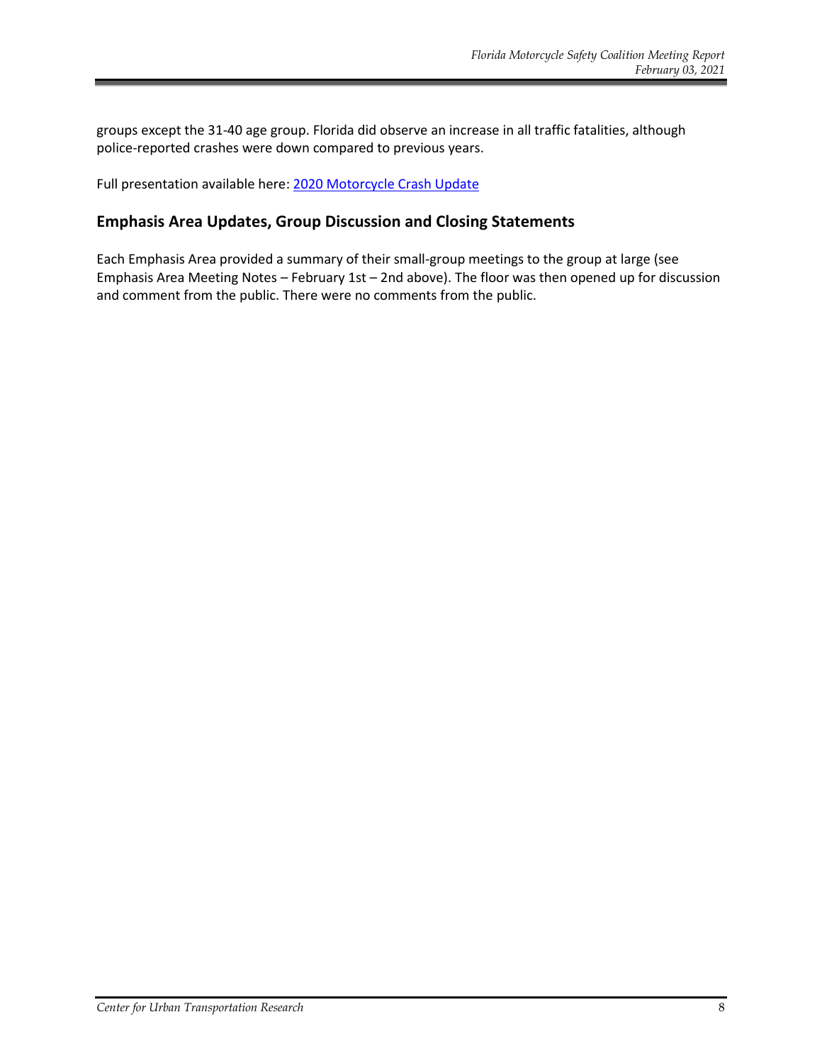groups except the 31-40 age group. Florida did observe an increase in all traffic fatalities, although police-reported crashes were down compared to previous years.

Full presentation available here: [2020 Motorcycle Crash Update]

## Emphasis Area Updates, Group Discussion and Closing Statements

Each Emphasis Area provided a summary of their small-group meetings to the group at large (see Emphasis Area Meeting Notes – February 1st – 2nd above). The floor was then opened up for discussion and comment from the public. There were no comments from the public.